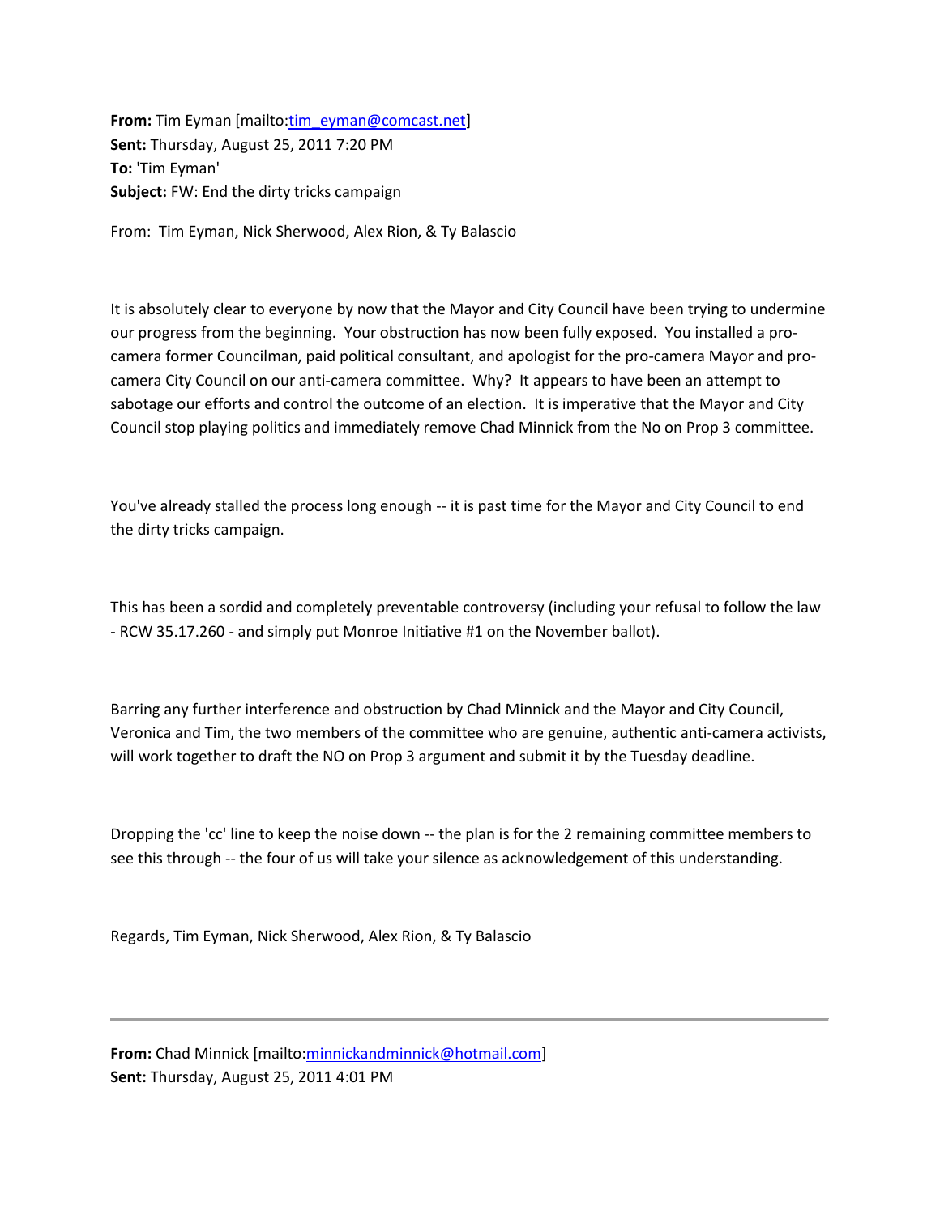**From:** Tim Eyman [mailto:tim_eyman@comcast.net]
**Sent:** Thursday, August 25, 2011 7:20 PM
**To:** 'Tim Eyman'
**Subject:** FW: End the dirty tricks campaign

From: Tim Eyman, Nick Sherwood, Alex Rion, & Ty Balascio

It is absolutely clear to everyone by now that the Mayor and City Council have been trying to undermine our progress from the beginning. Your obstruction has now been fully exposed. You installed a pro-camera former Councilman, paid political consultant, and apologist for the pro-camera Mayor and pro-camera City Council on our anti-camera committee. Why? It appears to have been an attempt to sabotage our efforts and control the outcome of an election. It is imperative that the Mayor and City Council stop playing politics and immediately remove Chad Minnick from the No on Prop 3 committee.

You've already stalled the process long enough -- it is past time for the Mayor and City Council to end the dirty tricks campaign.

This has been a sordid and completely preventable controversy (including your refusal to follow the law - RCW 35.17.260 - and simply put Monroe Initiative #1 on the November ballot).

Barring any further interference and obstruction by Chad Minnick and the Mayor and City Council, Veronica and Tim, the two members of the committee who are genuine, authentic anti-camera activists, will work together to draft the NO on Prop 3 argument and submit it by the Tuesday deadline.

Dropping the 'cc' line to keep the noise down -- the plan is for the 2 remaining committee members to see this through -- the four of us will take your silence as acknowledgement of this understanding.

Regards, Tim Eyman, Nick Sherwood, Alex Rion, & Ty Balascio

---

**From:** Chad Minnick [mailto:minnickandminnick@hotmail.com]
**Sent:** Thursday, August 25, 2011 4:01 PM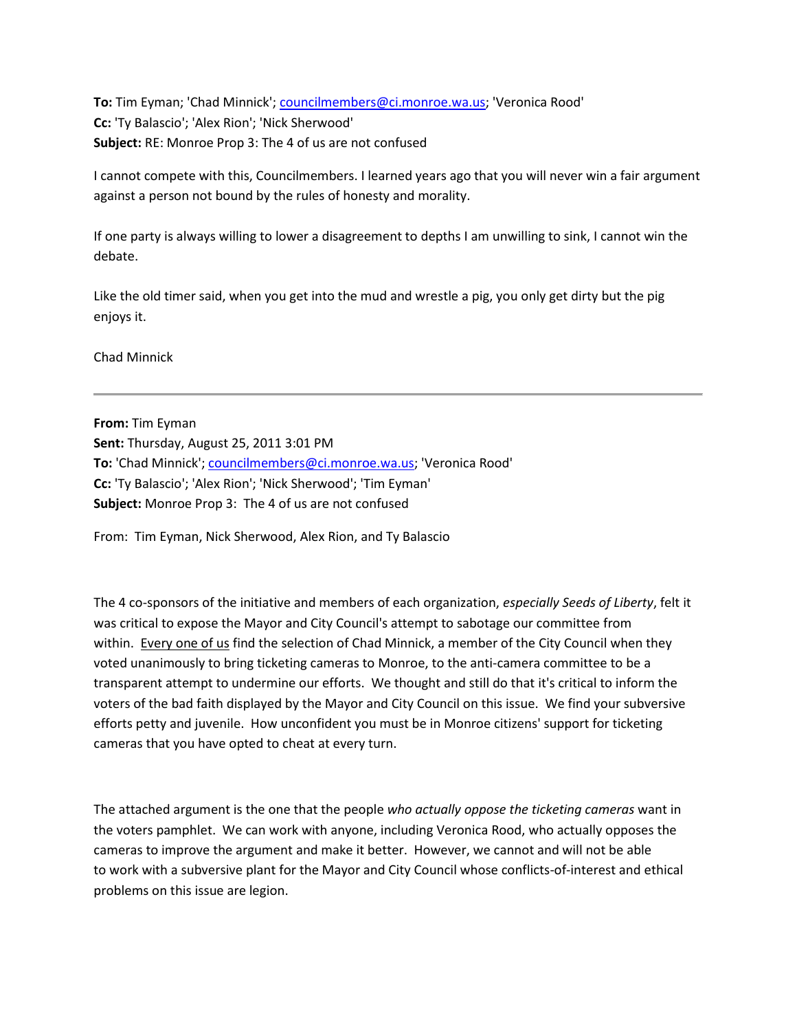**To:** Tim Eyman; 'Chad Minnick'; councilmembers@ci.monroe.wa.us; 'Veronica Rood'
**Cc:** 'Ty Balascio'; 'Alex Rion'; 'Nick Sherwood'
**Subject:** RE: Monroe Prop 3: The 4 of us are not confused

I cannot compete with this, Councilmembers. I learned years ago that you will never win a fair argument against a person not bound by the rules of honesty and morality.

If one party is always willing to lower a disagreement to depths I am unwilling to sink, I cannot win the debate.

Like the old timer said, when you get into the mud and wrestle a pig, you only get dirty but the pig enjoys it.

Chad Minnick

---

**From:** Tim Eyman
**Sent:** Thursday, August 25, 2011 3:01 PM
**To:** 'Chad Minnick'; councilmembers@ci.monroe.wa.us; 'Veronica Rood'
**Cc:** 'Ty Balascio'; 'Alex Rion'; 'Nick Sherwood'; 'Tim Eyman'
**Subject:** Monroe Prop 3: The 4 of us are not confused

From: Tim Eyman, Nick Sherwood, Alex Rion, and Ty Balascio

The 4 co-sponsors of the initiative and members of each organization, *especially Seeds of Liberty*, felt it was critical to expose the Mayor and City Council's attempt to sabotage our committee from within. Every one of us find the selection of Chad Minnick, a member of the City Council when they voted unanimously to bring ticketing cameras to Monroe, to the anti-camera committee to be a transparent attempt to undermine our efforts. We thought and still do that it's critical to inform the voters of the bad faith displayed by the Mayor and City Council on this issue. We find your subversive efforts petty and juvenile. How unconfident you must be in Monroe citizens' support for ticketing cameras that you have opted to cheat at every turn.

The attached argument is the one that the people *who actually oppose the ticketing cameras* want in the voters pamphlet. We can work with anyone, including Veronica Rood, who actually opposes the cameras to improve the argument and make it better. However, we cannot and will not be able to work with a subversive plant for the Mayor and City Council whose conflicts-of-interest and ethical problems on this issue are legion.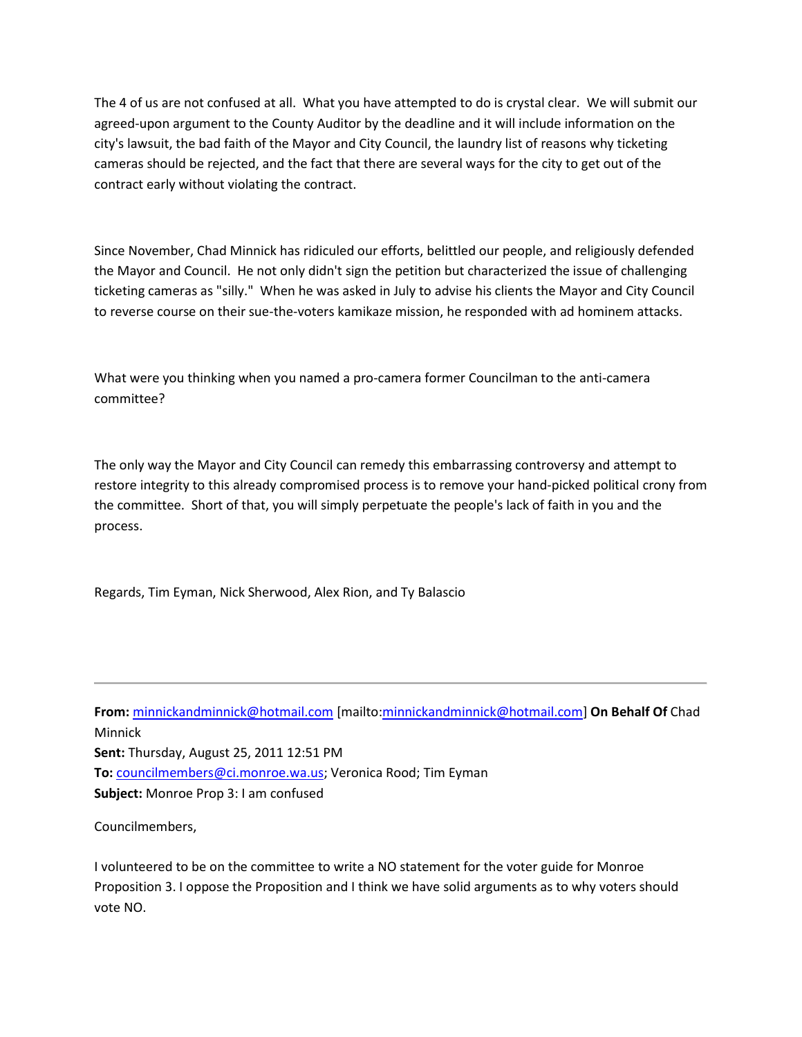The 4 of us are not confused at all. What you have attempted to do is crystal clear. We will submit our agreed-upon argument to the County Auditor by the deadline and it will include information on the city's lawsuit, the bad faith of the Mayor and City Council, the laundry list of reasons why ticketing cameras should be rejected, and the fact that there are several ways for the city to get out of the contract early without violating the contract.

Since November, Chad Minnick has ridiculed our efforts, belittled our people, and religiously defended the Mayor and Council. He not only didn't sign the petition but characterized the issue of challenging ticketing cameras as "silly." When he was asked in July to advise his clients the Mayor and City Council to reverse course on their sue-the-voters kamikaze mission, he responded with ad hominem attacks.

What were you thinking when you named a pro-camera former Councilman to the anti-camera committee?

The only way the Mayor and City Council can remedy this embarrassing controversy and attempt to restore integrity to this already compromised process is to remove your hand-picked political crony from the committee. Short of that, you will simply perpetuate the people's lack of faith in you and the process.

Regards, Tim Eyman, Nick Sherwood, Alex Rion, and Ty Balascio

---

**From:** minnickandminnick@hotmail.com [mailto:minnickandminnick@hotmail.com] **On Behalf Of** Chad Minnick
**Sent:** Thursday, August 25, 2011 12:51 PM
**To:** councilmembers@ci.monroe.wa.us; Veronica Rood; Tim Eyman
**Subject:** Monroe Prop 3: I am confused

Councilmembers,

I volunteered to be on the committee to write a NO statement for the voter guide for Monroe Proposition 3. I oppose the Proposition and I think we have solid arguments as to why voters should vote NO.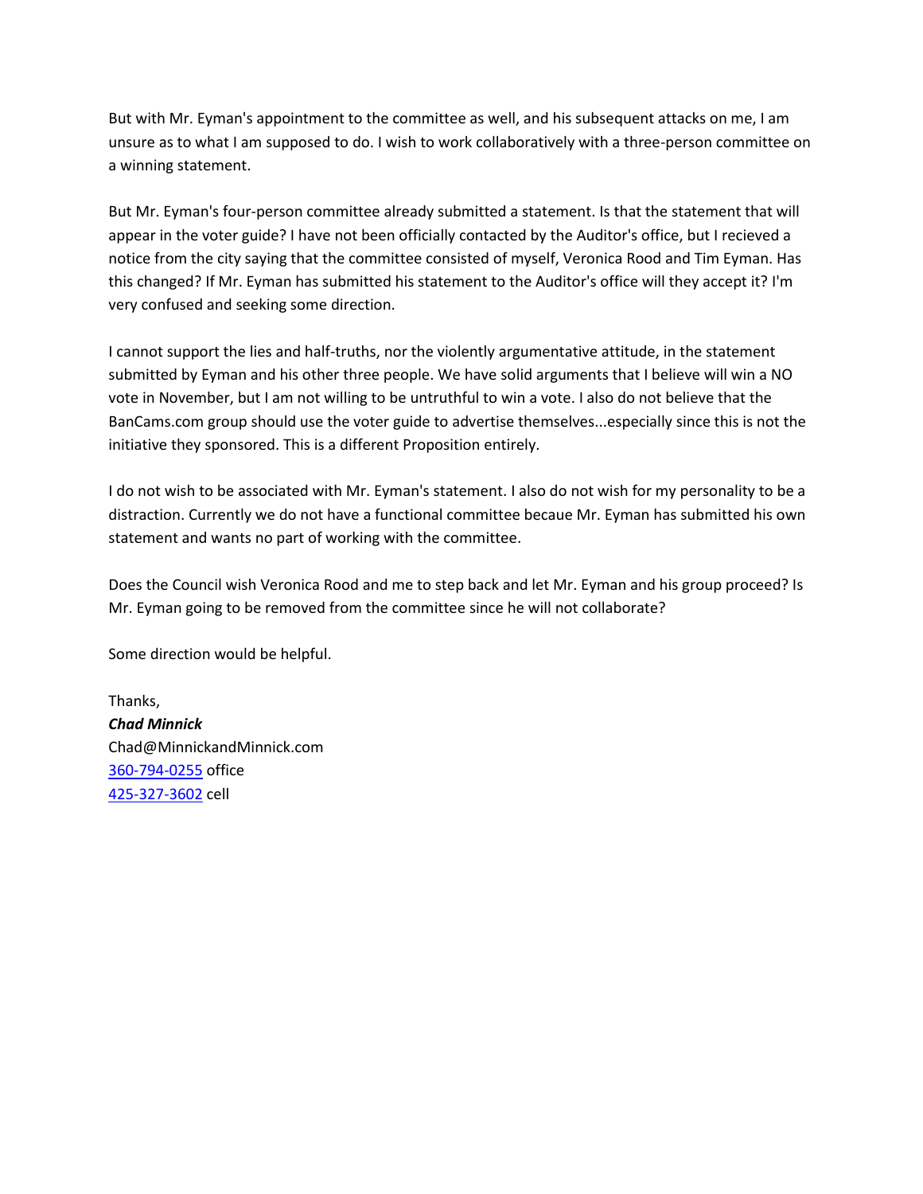But with Mr. Eyman's appointment to the committee as well, and his subsequent attacks on me, I am unsure as to what I am supposed to do. I wish to work collaboratively with a three-person committee on a winning statement.

But Mr. Eyman's four-person committee already submitted a statement. Is that the statement that will appear in the voter guide? I have not been officially contacted by the Auditor's office, but I recieved a notice from the city saying that the committee consisted of myself, Veronica Rood and Tim Eyman. Has this changed? If Mr. Eyman has submitted his statement to the Auditor's office will they accept it? I'm very confused and seeking some direction.

I cannot support the lies and half-truths, nor the violently argumentative attitude, in the statement submitted by Eyman and his other three people. We have solid arguments that I believe will win a NO vote in November, but I am not willing to be untruthful to win a vote. I also do not believe that the BanCams.com group should use the voter guide to advertise themselves...especially since this is not the initiative they sponsored. This is a different Proposition entirely.

I do not wish to be associated with Mr. Eyman's statement. I also do not wish for my personality to be a distraction. Currently we do not have a functional committee becaue Mr. Eyman has submitted his own statement and wants no part of working with the committee.

Does the Council wish Veronica Rood and me to step back and let Mr. Eyman and his group proceed? Is Mr. Eyman going to be removed from the committee since he will not collaborate?

Some direction would be helpful.

Thanks,
***Chad Minnick***
Chad@MinnickandMinnick.com
360-794-0255 office
425-327-3602 cell